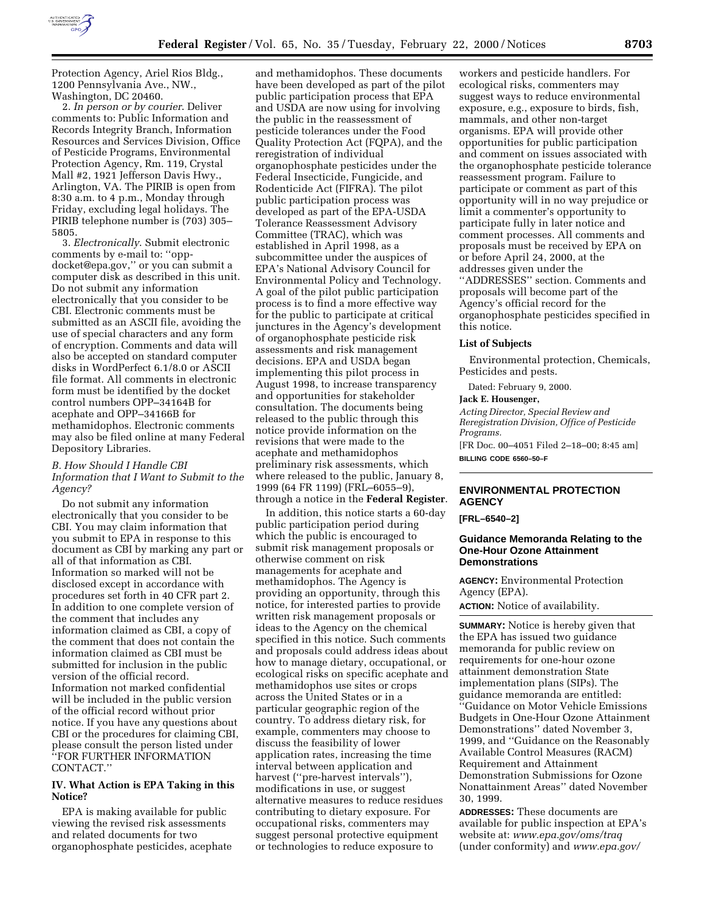Protection Agency, Ariel Rios Bldg., 1200 Pennsylvania Ave., NW., Washington, DC 20460.

2. *In person or by courier*. Deliver comments to: Public Information and Records Integrity Branch, Information Resources and Services Division, Office of Pesticide Programs, Environmental Protection Agency, Rm. 119, Crystal Mall #2, 1921 Jefferson Davis Hwy., Arlington, VA. The PIRIB is open from 8:30 a.m. to 4 p.m., Monday through Friday, excluding legal holidays. The PIRIB telephone number is (703) 305–5805.

3. *Electronically*. Submit electronic comments by e-mail to: ''opp-docket@epa.gov,'' or you can submit a computer disk as described in this unit. Do not submit any information electronically that you consider to be CBI. Electronic comments must be submitted as an ASCII file, avoiding the use of special characters and any form of encryption. Comments and data will also be accepted on standard computer disks in WordPerfect 6.1/8.0 or ASCII file format. All comments in electronic form must be identified by the docket control numbers OPP–34164B for acephate and OPP–34166B for methamidophos. Electronic comments may also be filed online at many Federal Depository Libraries.

### *B. How Should I Handle CBI Information that I Want to Submit to the Agency?*

Do not submit any information electronically that you consider to be CBI. You may claim information that you submit to EPA in response to this document as CBI by marking any part or all of that information as CBI. Information so marked will not be disclosed except in accordance with procedures set forth in 40 CFR part 2. In addition to one complete version of the comment that includes any information claimed as CBI, a copy of the comment that does not contain the information claimed as CBI must be submitted for inclusion in the public version of the official record. Information not marked confidential will be included in the public version of the official record without prior notice. If you have any questions about CBI or the procedures for claiming CBI, please consult the person listed under ''FOR FURTHER INFORMATION CONTACT.''

## IV. What Action is EPA Taking in this Notice?

EPA is making available for public viewing the revised risk assessments and related documents for two organophosphate pesticides, acephate and methamidophos. These documents have been developed as part of the pilot public participation process that EPA and USDA are now using for involving the public in the reassessment of pesticide tolerances under the Food Quality Protection Act (FQPA), and the reregistration of individual organophosphate pesticides under the Federal Insecticide, Fungicide, and Rodenticide Act (FIFRA). The pilot public participation process was developed as part of the EPA-USDA Tolerance Reassessment Advisory Committee (TRAC), which was established in April 1998, as a subcommittee under the auspices of EPA's National Advisory Council for Environmental Policy and Technology. A goal of the pilot public participation process is to find a more effective way for the public to participate at critical junctures in the Agency's development of organophosphate pesticide risk assessments and risk management decisions. EPA and USDA began implementing this pilot process in August 1998, to increase transparency and opportunities for stakeholder consultation. The documents being released to the public through this notice provide information on the revisions that were made to the acephate and methamidophos preliminary risk assessments, which where released to the public, January 8, 1999 (64 FR 1199) (FRL–6055–9), through a notice in the **Federal Register**.

In addition, this notice starts a 60-day public participation period during which the public is encouraged to submit risk management proposals or otherwise comment on risk managements for acephate and methamidophos. The Agency is providing an opportunity, through this notice, for interested parties to provide written risk management proposals or ideas to the Agency on the chemical specified in this notice. Such comments and proposals could address ideas about how to manage dietary, occupational, or ecological risks on specific acephate and methamidophos use sites or crops across the United States or in a particular geographic region of the country. To address dietary risk, for example, commenters may choose to discuss the feasibility of lower application rates, increasing the time interval between application and harvest (''pre-harvest intervals''), modifications in use, or suggest alternative measures to reduce residues contributing to dietary exposure. For occupational risks, commenters may suggest personal protective equipment or technologies to reduce exposure to workers and pesticide handlers. For ecological risks, commenters may suggest ways to reduce environmental exposure, e.g., exposure to birds, fish, mammals, and other non-target organisms. EPA will provide other opportunities for public participation and comment on issues associated with the organophosphate pesticide tolerance reassessment program. Failure to participate or comment as part of this opportunity will in no way prejudice or limit a commenter's opportunity to participate fully in later notice and comment processes. All comments and proposals must be received by EPA on or before April 24, 2000, at the addresses given under the ''ADDRESSES'' section. Comments and proposals will become part of the Agency's official record for the organophosphate pesticides specified in this notice.

**List of Subjects**

Environmental protection, Chemicals, Pesticides and pests.

Dated: February 9, 2000.

**Jack E. Housenger,**

*Acting Director, Special Review and Reregistration Division, Office of Pesticide Programs.*

[FR Doc. 00–4051 Filed 2–18–00; 8:45 am]

**BILLING CODE 6560–50–F**

---

## ENVIRONMENTAL PROTECTION AGENCY

**[FRL–6540–2]**

## Guidance Memoranda Relating to the One-Hour Ozone Attainment Demonstrations

**AGENCY:** Environmental Protection Agency (EPA).

**ACTION:** Notice of availability.

**SUMMARY:** Notice is hereby given that the EPA has issued two guidance memoranda for public review on requirements for one-hour ozone attainment demonstration State implementation plans (SIPs). The guidance memoranda are entitled: ''Guidance on Motor Vehicle Emissions Budgets in One-Hour Ozone Attainment Demonstrations'' dated November 3, 1999, and ''Guidance on the Reasonably Available Control Measures (RACM) Requirement and Attainment Demonstration Submissions for Ozone Nonattainment Areas'' dated November 30, 1999.

**ADDRESSES:** These documents are available for public inspection at EPA's website at: *www.epa.gov/oms/traq* (under conformity) and *www.epa.gov/*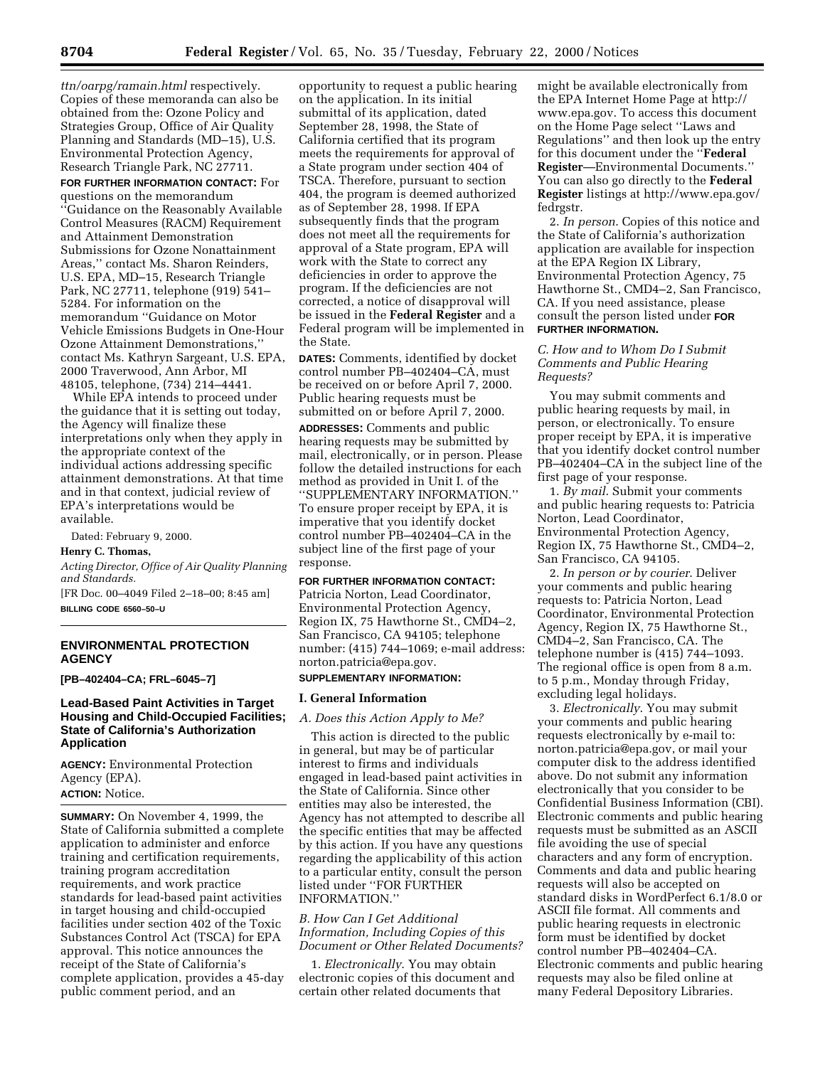*ttn/oarpg/ramain.html* respectively. Copies of these memoranda can also be obtained from the: Ozone Policy and Strategies Group, Office of Air Quality Planning and Standards (MD–15), U.S. Environmental Protection Agency, Research Triangle Park, NC 27711.

**FOR FURTHER INFORMATION CONTACT:** For questions on the memorandum ''Guidance on the Reasonably Available Control Measures (RACM) Requirement and Attainment Demonstration Submissions for Ozone Nonattainment Areas,'' contact Ms. Sharon Reinders, U.S. EPA, MD–15, Research Triangle Park, NC 27711, telephone (919) 541–5284. For information on the memorandum ''Guidance on Motor Vehicle Emissions Budgets in One-Hour Ozone Attainment Demonstrations,'' contact Ms. Kathryn Sargeant, U.S. EPA, 2000 Traverwood, Ann Arbor, MI 48105, telephone, (734) 214–4441.

While EPA intends to proceed under the guidance that it is setting out today, the Agency will finalize these interpretations only when they apply in the appropriate context of the individual actions addressing specific attainment demonstrations. At that time and in that context, judicial review of EPA's interpretations would be available.

Dated: February 9, 2000.

**Henry C. Thomas,**

*Acting Director, Office of Air Quality Planning and Standards.*

[FR Doc. 00–4049 Filed 2–18–00; 8:45 am]

**BILLING CODE 6560–50–U**

## ENVIRONMENTAL PROTECTION AGENCY

**[PB–402404–CA; FRL–6045–7]**

### Lead-Based Paint Activities in Target Housing and Child-Occupied Facilities; State of California's Authorization Application

**AGENCY:** Environmental Protection Agency (EPA).

**ACTION:** Notice.

**SUMMARY:** On November 4, 1999, the State of California submitted a complete application to administer and enforce training and certification requirements, training program accreditation requirements, and work practice standards for lead-based paint activities in target housing and child-occupied facilities under section 402 of the Toxic Substances Control Act (TSCA) for EPA approval. This notice announces the receipt of the State of California's complete application, provides a 45-day public comment period, and an opportunity to request a public hearing on the application. In its initial submittal of its application, dated September 28, 1998, the State of California certified that its program meets the requirements for approval of a State program under section 404 of TSCA. Therefore, pursuant to section 404, the program is deemed authorized as of September 28, 1998. If EPA subsequently finds that the program does not meet all the requirements for approval of a State program, EPA will work with the State to correct any deficiencies in order to approve the program. If the deficiencies are not corrected, a notice of disapproval will be issued in the **Federal Register** and a Federal program will be implemented in the State.

**DATES:** Comments, identified by docket control number PB–402404–CA, must be received on or before April 7, 2000. Public hearing requests must be submitted on or before April 7, 2000.

**ADDRESSES:** Comments and public hearing requests may be submitted by mail, electronically, or in person. Please follow the detailed instructions for each method as provided in Unit I. of the ''SUPPLEMENTARY INFORMATION.'' To ensure proper receipt by EPA, it is imperative that you identify docket control number PB–402404–CA in the subject line of the first page of your response.

**FOR FURTHER INFORMATION CONTACT:** Patricia Norton, Lead Coordinator, Environmental Protection Agency, Region IX, 75 Hawthorne St., CMD4–2, San Francisco, CA 94105; telephone number: (415) 744–1069; e-mail address: norton.patricia@epa.gov.

**SUPPLEMENTARY INFORMATION:**

#### I. General Information

*A. Does this Action Apply to Me?*

This action is directed to the public in general, but may be of particular interest to firms and individuals engaged in lead-based paint activities in the State of California. Since other entities may also be interested, the Agency has not attempted to describe all the specific entities that may be affected by this action. If you have any questions regarding the applicability of this action to a particular entity, consult the person listed under ''FOR FURTHER INFORMATION.''

*B. How Can I Get Additional Information, Including Copies of this Document or Other Related Documents?*

1. *Electronically.* You may obtain electronic copies of this document and certain other related documents that might be available electronically from the EPA Internet Home Page at http://www.epa.gov. To access this document on the Home Page select ''Laws and Regulations'' and then look up the entry for this document under the ''**Federal Register**—Environmental Documents.'' You can also go directly to the **Federal Register** listings at http://www.epa.gov/fedrgstr.

2. *In person.* Copies of this notice and the State of California's authorization application are available for inspection at the EPA Region IX Library, Environmental Protection Agency, 75 Hawthorne St., CMD4–2, San Francisco, CA. If you need assistance, please consult the person listed under **FOR FURTHER INFORMATION.**

*C. How and to Whom Do I Submit Comments and Public Hearing Requests?*

You may submit comments and public hearing requests by mail, in person, or electronically. To ensure proper receipt by EPA, it is imperative that you identify docket control number PB–402404–CA in the subject line of the first page of your response.

1. *By mail.* Submit your comments and public hearing requests to: Patricia Norton, Lead Coordinator, Environmental Protection Agency, Region IX, 75 Hawthorne St., CMD4–2, San Francisco, CA 94105.

2. *In person or by courier.* Deliver your comments and public hearing requests to: Patricia Norton, Lead Coordinator, Environmental Protection Agency, Region IX, 75 Hawthorne St., CMD4–2, San Francisco, CA. The telephone number is (415) 744–1093. The regional office is open from 8 a.m. to 5 p.m., Monday through Friday, excluding legal holidays.

3. *Electronically.* You may submit your comments and public hearing requests electronically by e-mail to: norton.patricia@epa.gov, or mail your computer disk to the address identified above. Do not submit any information electronically that you consider to be Confidential Business Information (CBI). Electronic comments and public hearing requests must be submitted as an ASCII file avoiding the use of special characters and any form of encryption. Comments and data and public hearing requests will also be accepted on standard disks in WordPerfect 6.1/8.0 or ASCII file format. All comments and public hearing requests in electronic form must be identified by docket control number PB–402404–CA. Electronic comments and public hearing requests may also be filed online at many Federal Depository Libraries.